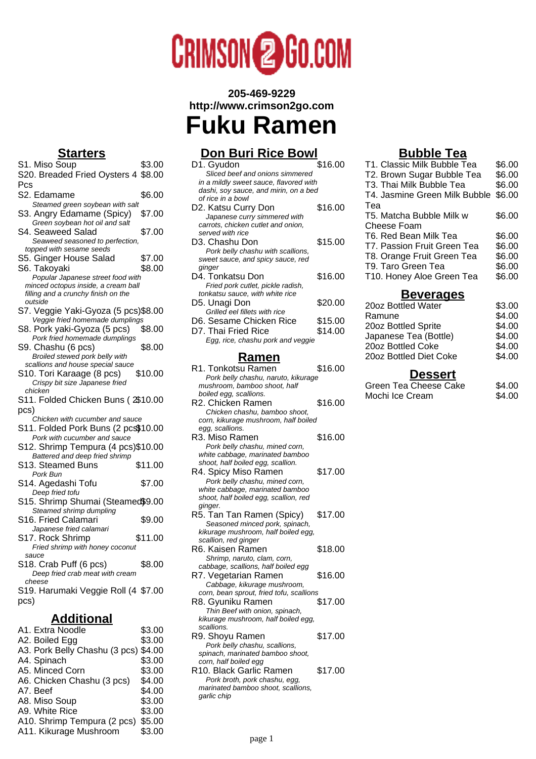CRIMSON2GO.COM

**205-469-9229**
**http://www.crimson2go.com**

# Fuku Ramen

## Starters

| Item | Price |
| --- | --- |
| S1. Miso Soup | $3.00 |
| S20. Breaded Fried Oysters 4 Pcs | $8.00 |
| S2. Edamame<br>*Steamed green soybean with salt* | $6.00 |
| S3. Angry Edamame (Spicy)<br>*Green soybean hot oil and salt* | $7.00 |
| S4. Seaweed Salad<br>*Seaweed seasoned to perfection, topped with sesame seeds* | $7.00 |
| S5. Ginger House Salad | $7.00 |
| S6. Takoyaki<br>*Popular Japanese street food with minced octopus inside, a cream ball filling and a crunchy finish on the outside* | $8.00 |
| S7. Veggie Yaki-Gyoza (5 pcs)<br>*Veggie fried homemade dumplings* | $8.00 |
| S8. Pork yaki-Gyoza (5 pcs)<br>*Pork fried homemade dumplings* | $8.00 |
| S9. Chashu (6 pcs)<br>*Broiled stewed pork belly with scallions and house special sauce* | $8.00 |
| S10. Tori Karaage (8 pcs)<br>*Crispy bit size Japanese fried chicken* | $10.00 |
| S11. Folded Chicken Buns ( 2 pcs)<br>*Chicken with cucumber and sauce* | $10.00 |
| S11. Folded Pork Buns (2 pcs)<br>*Pork with cucumber and sauce* | $10.00 |
| S12. Shrimp Tempura (4 pcs)<br>*Battered and deep fried shrimp* | $10.00 |
| S13. Steamed Buns<br>*Pork Bun* | $11.00 |
| S14. Agedashi Tofu<br>*Deep fried tofu* | $7.00 |
| S15. Shrimp Shumai (Steamed)<br>*Steamed shrimp dumpling* | $9.00 |
| S16. Fried Calamari<br>*Japanese fried calamari* | $9.00 |
| S17. Rock Shrimp<br>*Fried shrimp with honey coconut sauce* | $11.00 |
| S18. Crab Puff (6 pcs)<br>*Deep fried crab meat with cream cheese* | $8.00 |
| S19. Harumaki Veggie Roll (4 pcs) | $7.00 |

## Additional

| Item | Price |
| --- | --- |
| A1. Extra Noodle | $3.00 |
| A2. Boiled Egg | $3.00 |
| A3. Pork Belly Chashu (3 pcs) | $4.00 |
| A4. Spinach | $3.00 |
| A5. Minced Corn | $3.00 |
| A6. Chicken Chashu (3 pcs) | $4.00 |
| A7. Beef | $4.00 |
| A8. Miso Soup | $3.00 |
| A9. White Rice | $3.00 |
| A10. Shrimp Tempura (2 pcs) | $5.00 |
| A11. Kikurage Mushroom | $3.00 |

## Don Buri Rice Bowl

| Item | Price |
| --- | --- |
| D1. Gyudon<br>*Sliced beef and onions simmered in a mildly sweet sauce, flavored with dashi, soy sauce, and mirin, on a bed of rice in a bowl* | $16.00 |
| D2. Katsu Curry Don<br>*Japanese curry simmered with carrots, chicken cutlet and onion, served with rice* | $16.00 |
| D3. Chashu Don<br>*Pork belly chashu with scallions, sweet sauce, and spicy sauce, red ginger* | $15.00 |
| D4. Tonkatsu Don<br>*Fried pork cutlet, pickle radish, tonkatsu sauce, with white rice* | $16.00 |
| D5. Unagi Don<br>*Grilled eel fillets with rice* | $20.00 |
| D6. Sesame Chicken Rice | $15.00 |
| D7. Thai Fried Rice<br>*Egg, rice, chashu pork and veggie* | $14.00 |

## Ramen

| Item | Price |
| --- | --- |
| R1. Tonkotsu Ramen<br>*Pork belly chashu, naruto, kikurage mushroom, bamboo shoot, half boiled egg, scallions.* | $16.00 |
| R2. Chicken Ramen<br>*Chicken chashu, bamboo shoot, corn, kikurage mushroom, half boiled egg, scallions.* | $16.00 |
| R3. Miso Ramen<br>*Pork belly chashu, mined corn, white cabbage, marinated bamboo shoot, half boiled egg, scallion.* | $16.00 |
| R4. Spicy Miso Ramen<br>*Pork belly chashu, mined corn, white cabbage, marinated bamboo shoot, half boiled egg, scallion, red ginger.* | $17.00 |
| R5. Tan Tan Ramen (Spicy)<br>*Seasoned minced pork, spinach, kikurage mushroom, half boiled egg, scallion, red ginger* | $17.00 |
| R6. Kaisen Ramen<br>*Shrimp, naruto, clam, corn, cabbage, scallions, half boiled egg* | $18.00 |
| R7. Vegetarian Ramen<br>*Cabbage, kikurage mushroom, corn, bean sprout, fried tofu, scallions* | $16.00 |
| R8. Gyuniku Ramen<br>*Thin Beef with onion, spinach, kikurage mushroom, half boiled egg, scallions.* | $17.00 |
| R9. Shoyu Ramen<br>*Pork belly chashu, scallions, spinach, marinated bamboo shoot, corn, half boiled egg* | $17.00 |
| R10. Black Garlic Ramen<br>*Pork broth, pork chashu, egg, marinated bamboo shoot, scallions, garlic chip* | $17.00 |

## Bubble Tea

| Item | Price |
| --- | --- |
| T1. Classic Milk Bubble Tea | $6.00 |
| T2. Brown Sugar Bubble Tea | $6.00 |
| T3. Thai Milk Bubble Tea | $6.00 |
| T4. Jasmine Green Milk Bubble Tea | $6.00 |
| T5. Matcha Bubble Milk w Cheese Foam | $6.00 |
| T6. Red Bean Milk Tea | $6.00 |
| T7. Passion Fruit Green Tea | $6.00 |
| T8. Orange Fruit Green Tea | $6.00 |
| T9. Taro Green Tea | $6.00 |
| T10. Honey Aloe Green Tea | $6.00 |

## Beverages

| Item | Price |
| --- | --- |
| 20oz Bottled Water | $3.00 |
| Ramune | $4.00 |
| 20oz Bottled Sprite | $4.00 |
| Japanese Tea (Bottle) | $4.00 |
| 20oz Bottled Coke | $4.00 |
| 20oz Bottled Diet Coke | $4.00 |

## Dessert

| Item | Price |
| --- | --- |
| Green Tea Cheese Cake | $4.00 |
| Mochi Ice Cream | $4.00 |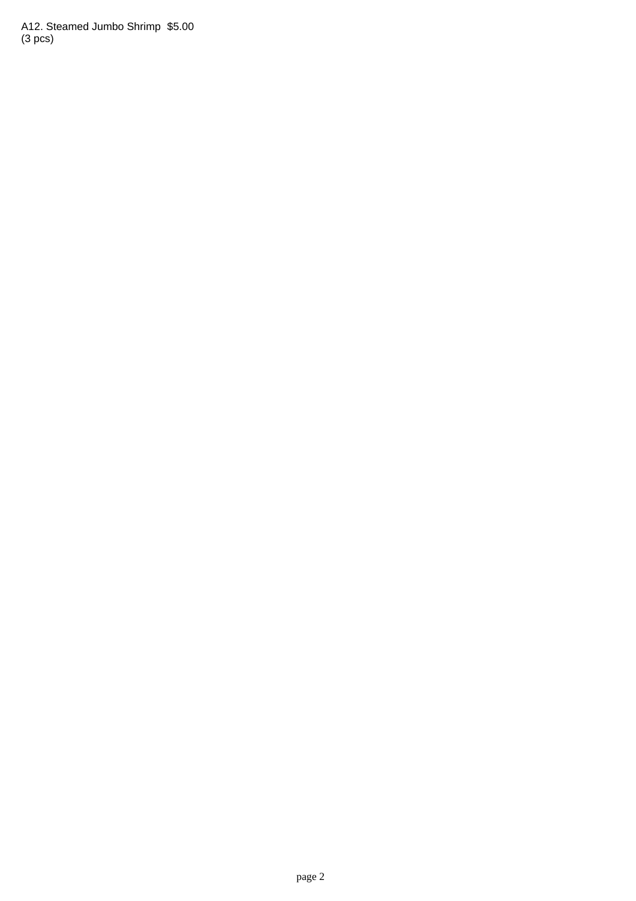A12. Steamed Jumbo Shrimp  $5.00
(3 pcs)